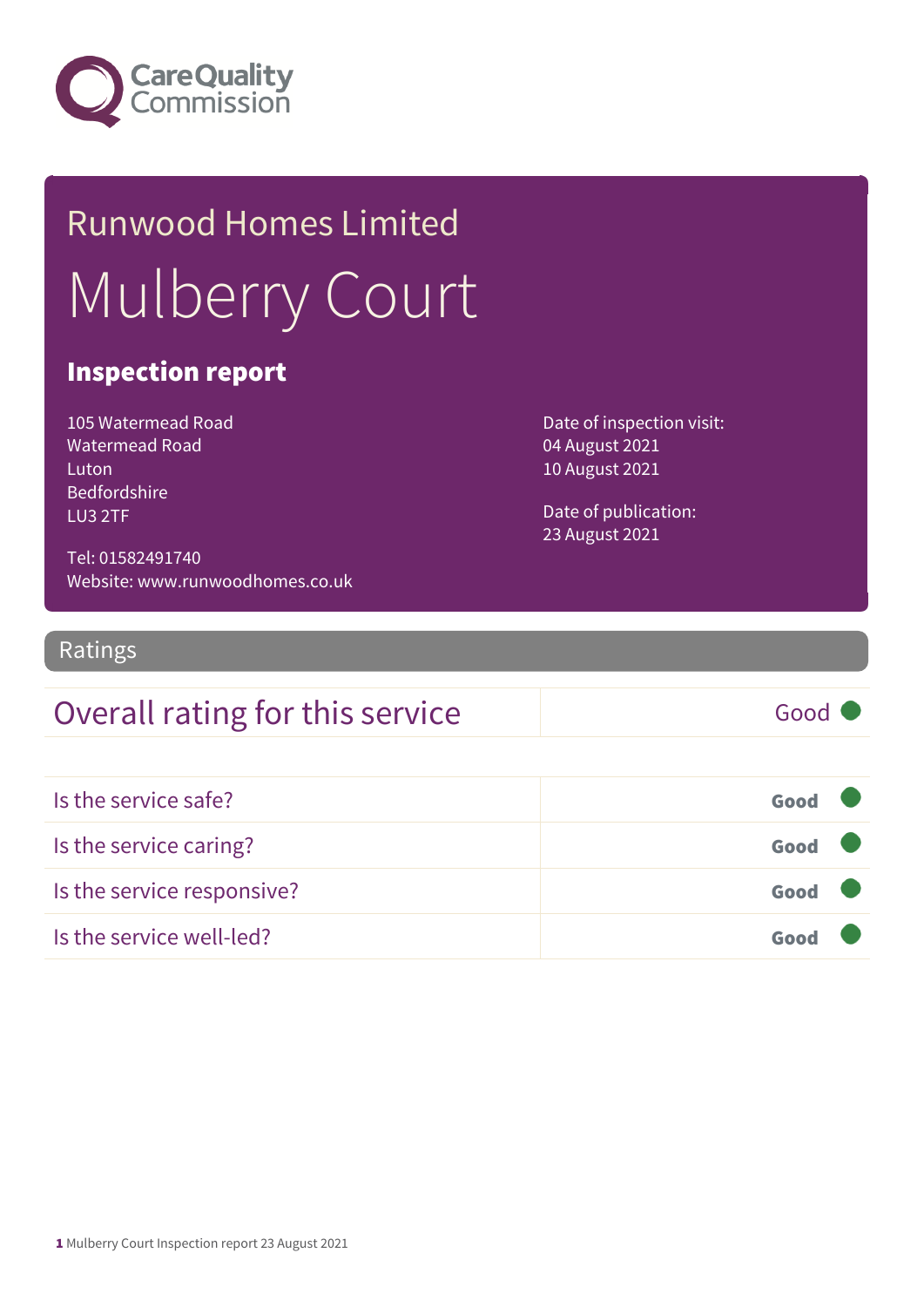# Runwood Homes Limited

# Mulberry Court

## Inspection report

105 Watermead Road
Watermead Road
Luton
Bedfordshire
LU3 2TF

Tel: 01582491740
Website: www.runwoodhomes.co.uk

Date of inspection visit:
04 August 2021
10 August 2021

Date of publication:
23 August 2021

## Ratings

| Overall rating for this service | Good |
|---|---|

| | |
|---|---|
| Is the service safe? | **Good** |
| Is the service caring? | **Good** |
| Is the service responsive? | **Good** |
| Is the service well-led? | **Good** |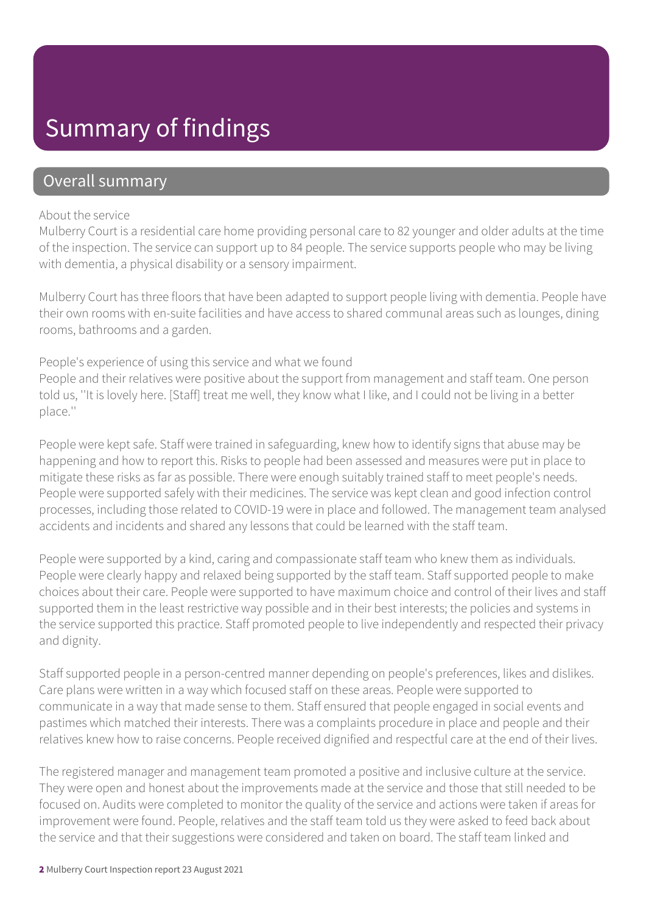# Summary of findings

## Overall summary

About the service

Mulberry Court is a residential care home providing personal care to 82 younger and older adults at the time of the inspection. The service can support up to 84 people. The service supports people who may be living with dementia, a physical disability or a sensory impairment.

Mulberry Court has three floors that have been adapted to support people living with dementia. People have their own rooms with en-suite facilities and have access to shared communal areas such as lounges, dining rooms, bathrooms and a garden.

People's experience of using this service and what we found

People and their relatives were positive about the support from management and staff team. One person told us, ''It is lovely here. [Staff] treat me well, they know what I like, and I could not be living in a better place.''

People were kept safe. Staff were trained in safeguarding, knew how to identify signs that abuse may be happening and how to report this. Risks to people had been assessed and measures were put in place to mitigate these risks as far as possible. There were enough suitably trained staff to meet people's needs. People were supported safely with their medicines. The service was kept clean and good infection control processes, including those related to COVID-19 were in place and followed. The management team analysed accidents and incidents and shared any lessons that could be learned with the staff team.

People were supported by a kind, caring and compassionate staff team who knew them as individuals. People were clearly happy and relaxed being supported by the staff team. Staff supported people to make choices about their care. People were supported to have maximum choice and control of their lives and staff supported them in the least restrictive way possible and in their best interests; the policies and systems in the service supported this practice. Staff promoted people to live independently and respected their privacy and dignity.

Staff supported people in a person-centred manner depending on people's preferences, likes and dislikes. Care plans were written in a way which focused staff on these areas. People were supported to communicate in a way that made sense to them. Staff ensured that people engaged in social events and pastimes which matched their interests. There was a complaints procedure in place and people and their relatives knew how to raise concerns. People received dignified and respectful care at the end of their lives.

The registered manager and management team promoted a positive and inclusive culture at the service. They were open and honest about the improvements made at the service and those that still needed to be focused on. Audits were completed to monitor the quality of the service and actions were taken if areas for improvement were found. People, relatives and the staff team told us they were asked to feed back about the service and that their suggestions were considered and taken on board. The staff team linked and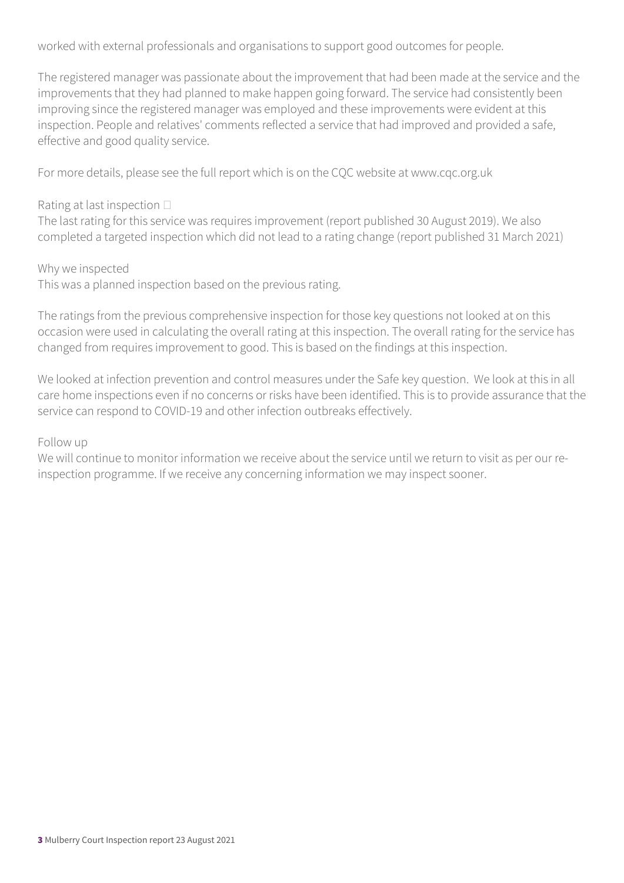worked with external professionals and organisations to support good outcomes for people.

The registered manager was passionate about the improvement that had been made at the service and the improvements that they had planned to make happen going forward. The service had consistently been improving since the registered manager was employed and these improvements were evident at this inspection. People and relatives' comments reflected a service that had improved and provided a safe, effective and good quality service.

For more details, please see the full report which is on the CQC website at www.cqc.org.uk

Rating at last inspection 
The last rating for this service was requires improvement (report published 30 August 2019). We also completed a targeted inspection which did not lead to a rating change (report published 31 March 2021)

Why we inspected
This was a planned inspection based on the previous rating.

The ratings from the previous comprehensive inspection for those key questions not looked at on this occasion were used in calculating the overall rating at this inspection. The overall rating for the service has changed from requires improvement to good. This is based on the findings at this inspection.

We looked at infection prevention and control measures under the Safe key question. We look at this in all care home inspections even if no concerns or risks have been identified. This is to provide assurance that the service can respond to COVID-19 and other infection outbreaks effectively.

Follow up
We will continue to monitor information we receive about the service until we return to visit as per our re-inspection programme. If we receive any concerning information we may inspect sooner.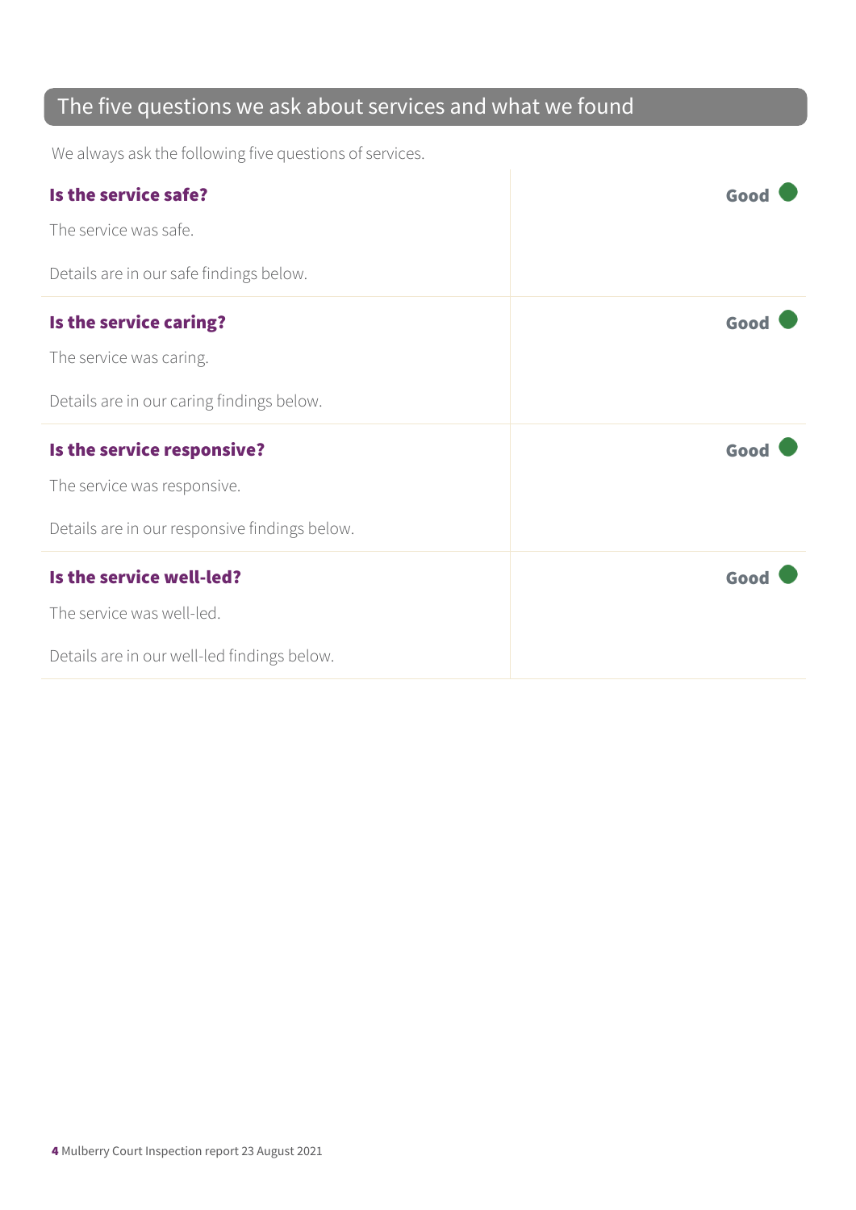## The five questions we ask about services and what we found

We always ask the following five questions of services.

| | |
|---|---|
| **Is the service safe?**<br>The service was safe.<br>Details are in our safe findings below. | **Good** |
| **Is the service caring?**<br>The service was caring.<br>Details are in our caring findings below. | **Good** |
| **Is the service responsive?**<br>The service was responsive.<br>Details are in our responsive findings below. | **Good** |
| **Is the service well-led?**<br>The service was well-led.<br>Details are in our well-led findings below. | **Good** |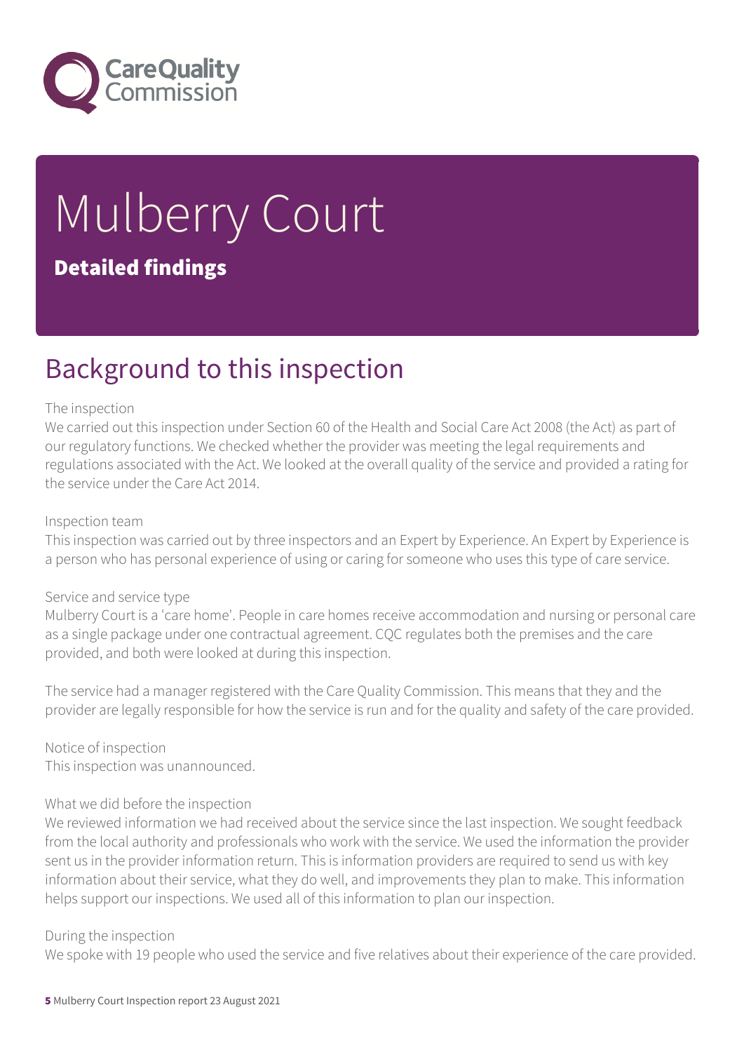# Mulberry Court

## Detailed findings

## Background to this inspection

The inspection

We carried out this inspection under Section 60 of the Health and Social Care Act 2008 (the Act) as part of our regulatory functions. We checked whether the provider was meeting the legal requirements and regulations associated with the Act. We looked at the overall quality of the service and provided a rating for the service under the Care Act 2014.

Inspection team

This inspection was carried out by three inspectors and an Expert by Experience. An Expert by Experience is a person who has personal experience of using or caring for someone who uses this type of care service.

Service and service type

Mulberry Court is a 'care home'. People in care homes receive accommodation and nursing or personal care as a single package under one contractual agreement. CQC regulates both the premises and the care provided, and both were looked at during this inspection.

The service had a manager registered with the Care Quality Commission. This means that they and the provider are legally responsible for how the service is run and for the quality and safety of the care provided.

Notice of inspection

This inspection was unannounced.

What we did before the inspection

We reviewed information we had received about the service since the last inspection. We sought feedback from the local authority and professionals who work with the service. We used the information the provider sent us in the provider information return. This is information providers are required to send us with key information about their service, what they do well, and improvements they plan to make. This information helps support our inspections. We used all of this information to plan our inspection.

During the inspection

We spoke with 19 people who used the service and five relatives about their experience of the care provided.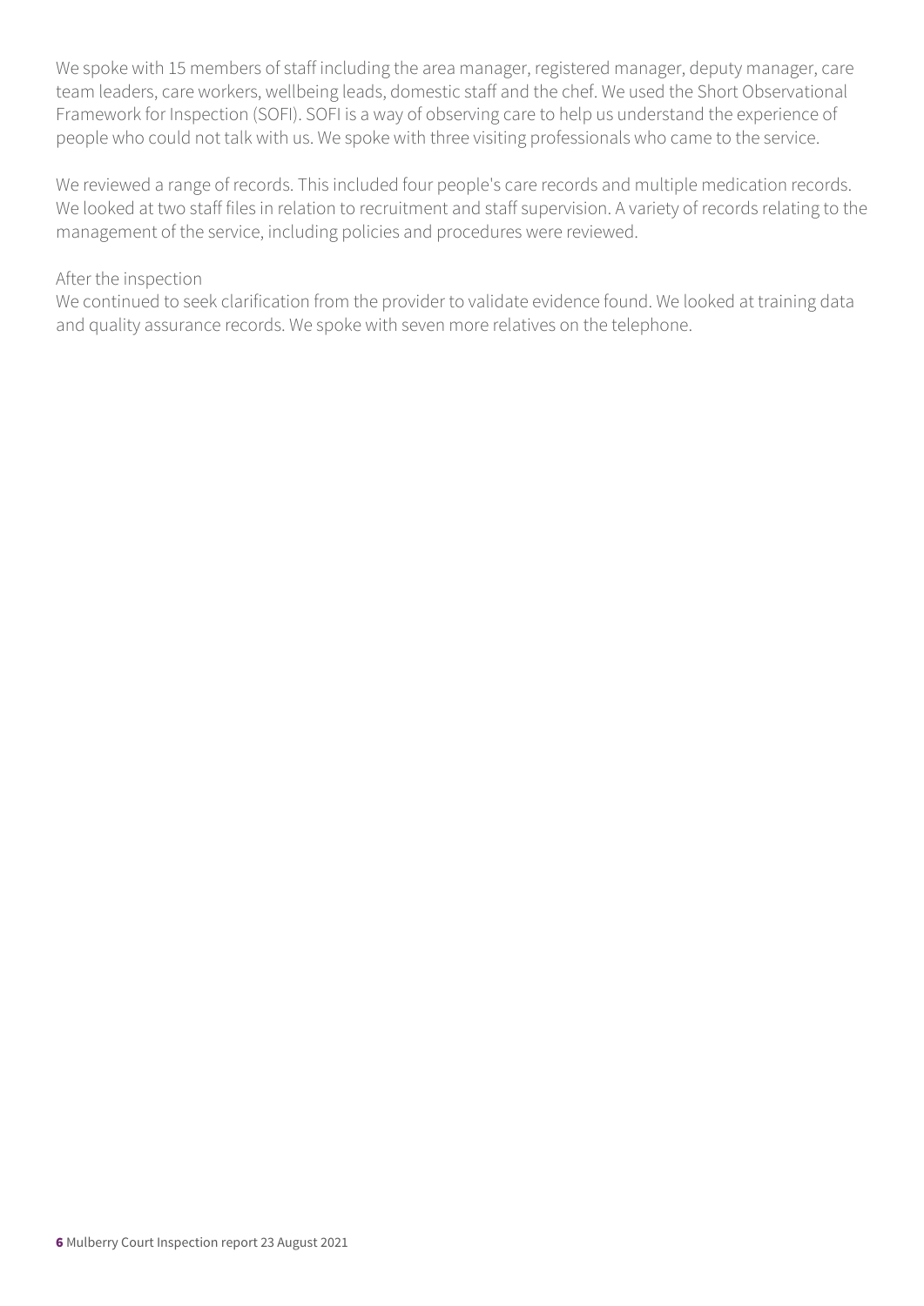We spoke with 15 members of staff including the area manager, registered manager, deputy manager, care team leaders, care workers, wellbeing leads, domestic staff and the chef. We used the Short Observational Framework for Inspection (SOFI). SOFI is a way of observing care to help us understand the experience of people who could not talk with us. We spoke with three visiting professionals who came to the service.

We reviewed a range of records. This included four people's care records and multiple medication records. We looked at two staff files in relation to recruitment and staff supervision. A variety of records relating to the management of the service, including policies and procedures were reviewed.

After the inspection

We continued to seek clarification from the provider to validate evidence found. We looked at training data and quality assurance records. We spoke with seven more relatives on the telephone.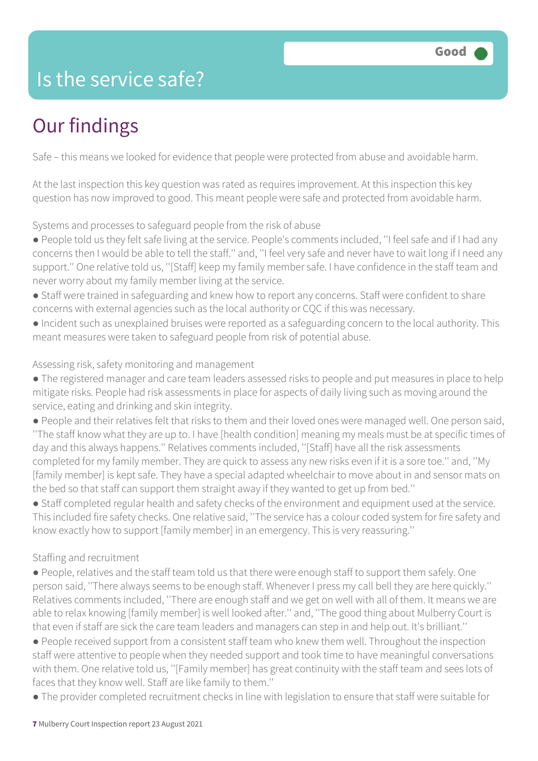# Is the service safe?

Good

## Our findings

Safe – this means we looked for evidence that people were protected from abuse and avoidable harm.

At the last inspection this key question was rated as requires improvement. At this inspection this key question has now improved to good. This meant people were safe and protected from avoidable harm.

Systems and processes to safeguard people from the risk of abuse

- People told us they felt safe living at the service. People's comments included, ''I feel safe and if I had any concerns then I would be able to tell the staff.'' and, ''I feel very safe and never have to wait long if I need any support.'' One relative told us, ''[Staff] keep my family member safe. I have confidence in the staff team and never worry about my family member living at the service.
- Staff were trained in safeguarding and knew how to report any concerns. Staff were confident to share concerns with external agencies such as the local authority or CQC if this was necessary.
- Incident such as unexplained bruises were reported as a safeguarding concern to the local authority. This meant measures were taken to safeguard people from risk of potential abuse.

Assessing risk, safety monitoring and management

- The registered manager and care team leaders assessed risks to people and put measures in place to help mitigate risks. People had risk assessments in place for aspects of daily living such as moving around the service, eating and drinking and skin integrity.
- People and their relatives felt that risks to them and their loved ones were managed well. One person said, ''The staff know what they are up to. I have [health condition] meaning my meals must be at specific times of day and this always happens.'' Relatives comments included, ''[Staff] have all the risk assessments completed for my family member. They are quick to assess any new risks even if it is a sore toe.'' and, ''My [family member] is kept safe. They have a special adapted wheelchair to move about in and sensor mats on the bed so that staff can support them straight away if they wanted to get up from bed.''
- Staff completed regular health and safety checks of the environment and equipment used at the service. This included fire safety checks. One relative said, ''The service has a colour coded system for fire safety and know exactly how to support [family member] in an emergency. This is very reassuring.''

Staffing and recruitment

- People, relatives and the staff team told us that there were enough staff to support them safely. One person said, ''There always seems to be enough staff. Whenever I press my call bell they are here quickly.'' Relatives comments included, ''There are enough staff and we get on well with all of them. It means we are able to relax knowing [family member] is well looked after.'' and, ''The good thing about Mulberry Court is that even if staff are sick the care team leaders and managers can step in and help out. It's brilliant.''
- People received support from a consistent staff team who knew them well. Throughout the inspection staff were attentive to people when they needed support and took time to have meaningful conversations with them. One relative told us, ''[Family member] has great continuity with the staff team and sees lots of faces that they know well. Staff are like family to them.''
- The provider completed recruitment checks in line with legislation to ensure that staff were suitable for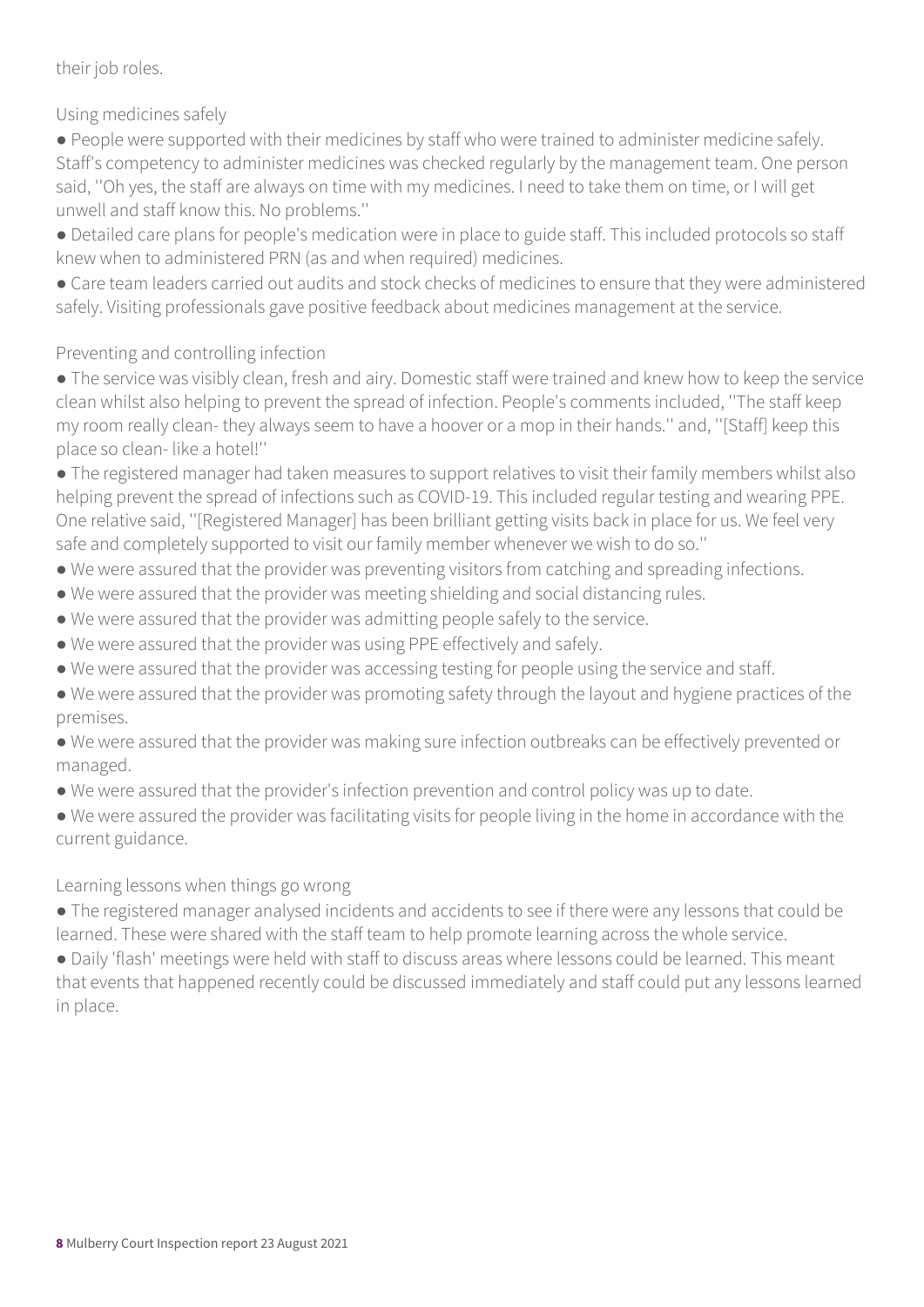their job roles.

Using medicines safely

- People were supported with their medicines by staff who were trained to administer medicine safely. Staff's competency to administer medicines was checked regularly by the management team. One person said, ''Oh yes, the staff are always on time with my medicines. I need to take them on time, or I will get unwell and staff know this. No problems.''
- Detailed care plans for people's medication were in place to guide staff. This included protocols so staff knew when to administered PRN (as and when required) medicines.
- Care team leaders carried out audits and stock checks of medicines to ensure that they were administered safely. Visiting professionals gave positive feedback about medicines management at the service.

Preventing and controlling infection

- The service was visibly clean, fresh and airy. Domestic staff were trained and knew how to keep the service clean whilst also helping to prevent the spread of infection. People's comments included, ''The staff keep my room really clean- they always seem to have a hoover or a mop in their hands.'' and, ''[Staff] keep this place so clean- like a hotel!''
- The registered manager had taken measures to support relatives to visit their family members whilst also helping prevent the spread of infections such as COVID-19. This included regular testing and wearing PPE. One relative said, ''[Registered Manager] has been brilliant getting visits back in place for us. We feel very safe and completely supported to visit our family member whenever we wish to do so.''
- We were assured that the provider was preventing visitors from catching and spreading infections.
- We were assured that the provider was meeting shielding and social distancing rules.
- We were assured that the provider was admitting people safely to the service.
- We were assured that the provider was using PPE effectively and safely.
- We were assured that the provider was accessing testing for people using the service and staff.
- We were assured that the provider was promoting safety through the layout and hygiene practices of the premises.
- We were assured that the provider was making sure infection outbreaks can be effectively prevented or managed.
- We were assured that the provider's infection prevention and control policy was up to date.
- We were assured the provider was facilitating visits for people living in the home in accordance with the current guidance.

Learning lessons when things go wrong

- The registered manager analysed incidents and accidents to see if there were any lessons that could be learned. These were shared with the staff team to help promote learning across the whole service.
- Daily 'flash' meetings were held with staff to discuss areas where lessons could be learned. This meant that events that happened recently could be discussed immediately and staff could put any lessons learned in place.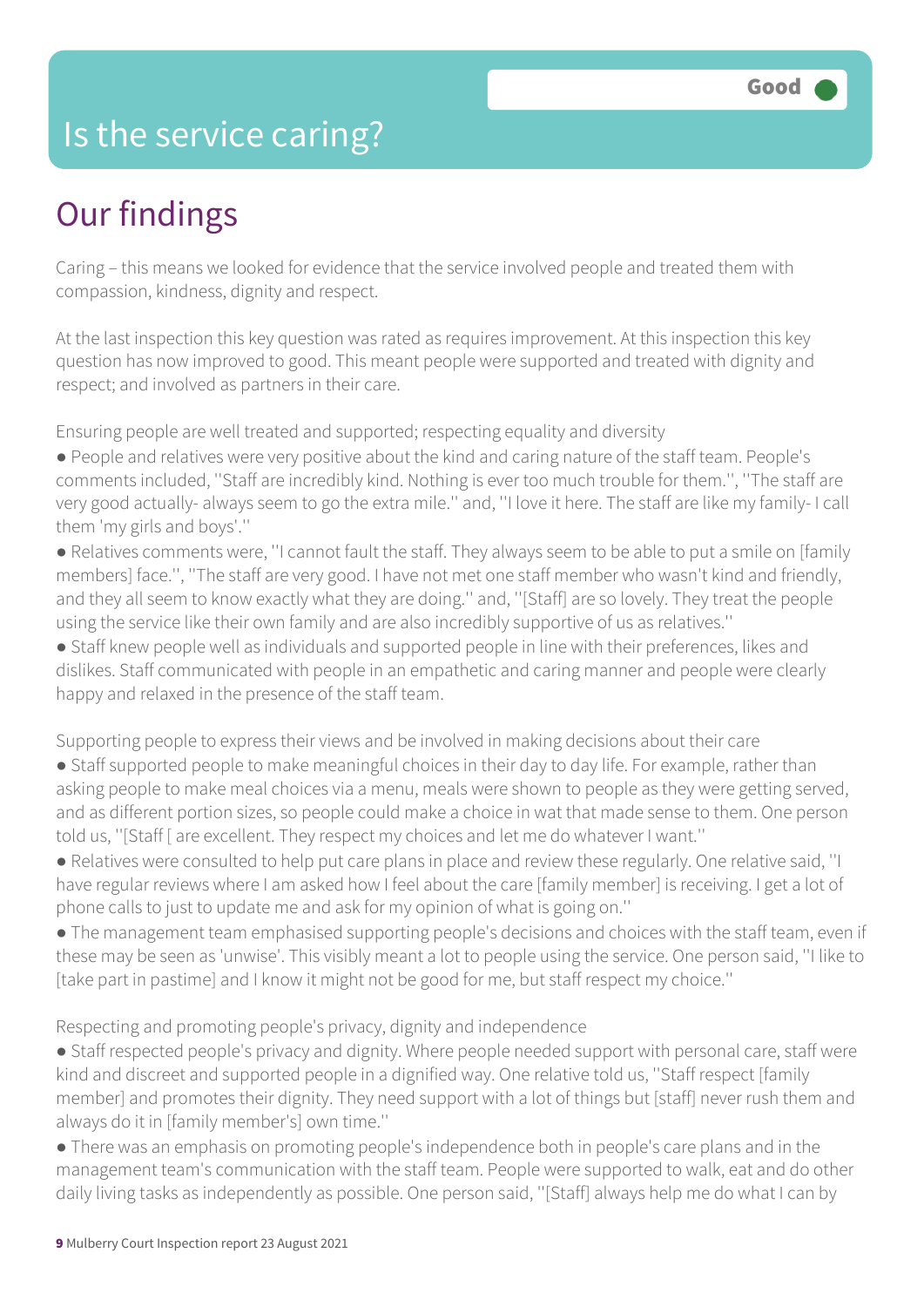# Is the service caring?

Good

## Our findings

Caring – this means we looked for evidence that the service involved people and treated them with compassion, kindness, dignity and respect.

At the last inspection this key question was rated as requires improvement. At this inspection this key question has now improved to good. This meant people were supported and treated with dignity and respect; and involved as partners in their care.

Ensuring people are well treated and supported; respecting equality and diversity

- People and relatives were very positive about the kind and caring nature of the staff team. People's comments included, ''Staff are incredibly kind. Nothing is ever too much trouble for them.'', ''The staff are very good actually- always seem to go the extra mile.'' and, ''I love it here. The staff are like my family- I call them 'my girls and boys'.''
- Relatives comments were, ''I cannot fault the staff. They always seem to be able to put a smile on [family members] face.'', ''The staff are very good. I have not met one staff member who wasn't kind and friendly, and they all seem to know exactly what they are doing.'' and, ''[Staff] are so lovely. They treat the people using the service like their own family and are also incredibly supportive of us as relatives.''
- Staff knew people well as individuals and supported people in line with their preferences, likes and dislikes. Staff communicated with people in an empathetic and caring manner and people were clearly happy and relaxed in the presence of the staff team.

Supporting people to express their views and be involved in making decisions about their care

- Staff supported people to make meaningful choices in their day to day life. For example, rather than asking people to make meal choices via a menu, meals were shown to people as they were getting served, and as different portion sizes, so people could make a choice in wat that made sense to them. One person told us, ''[Staff [ are excellent. They respect my choices and let me do whatever I want.''
- Relatives were consulted to help put care plans in place and review these regularly. One relative said, ''I have regular reviews where I am asked how I feel about the care [family member] is receiving. I get a lot of phone calls to just to update me and ask for my opinion of what is going on.''
- The management team emphasised supporting people's decisions and choices with the staff team, even if these may be seen as 'unwise'. This visibly meant a lot to people using the service. One person said, ''I like to [take part in pastime] and I know it might not be good for me, but staff respect my choice.''

Respecting and promoting people's privacy, dignity and independence

- Staff respected people's privacy and dignity. Where people needed support with personal care, staff were kind and discreet and supported people in a dignified way. One relative told us, ''Staff respect [family member] and promotes their dignity. They need support with a lot of things but [staff] never rush them and always do it in [family member's] own time.''
- There was an emphasis on promoting people's independence both in people's care plans and in the management team's communication with the staff team. People were supported to walk, eat and do other daily living tasks as independently as possible. One person said, ''[Staff] always help me do what I can by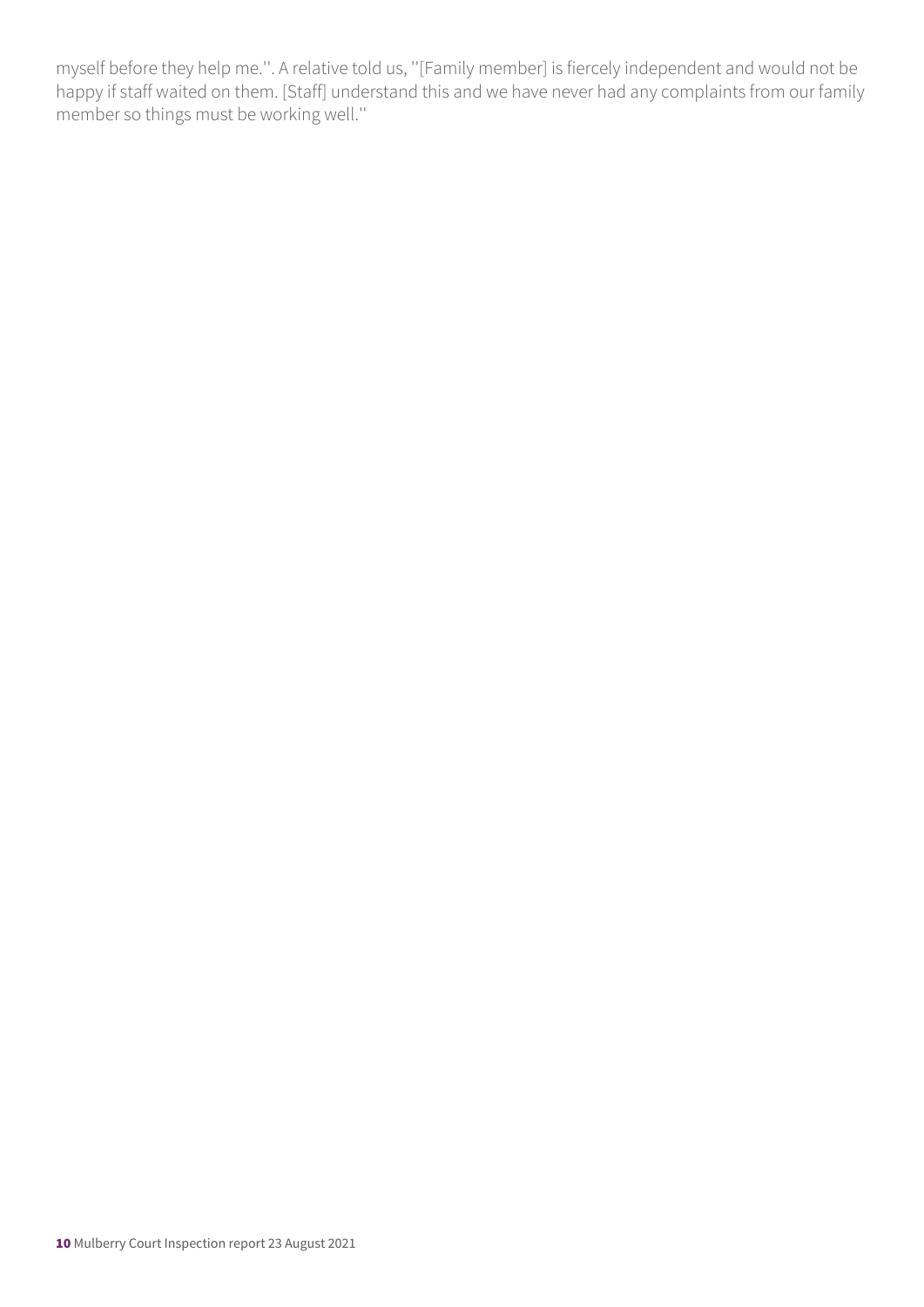myself before they help me.''. A relative told us, ''[Family member] is fiercely independent and would not be happy if staff waited on them. [Staff] understand this and we have never had any complaints from our family member so things must be working well.''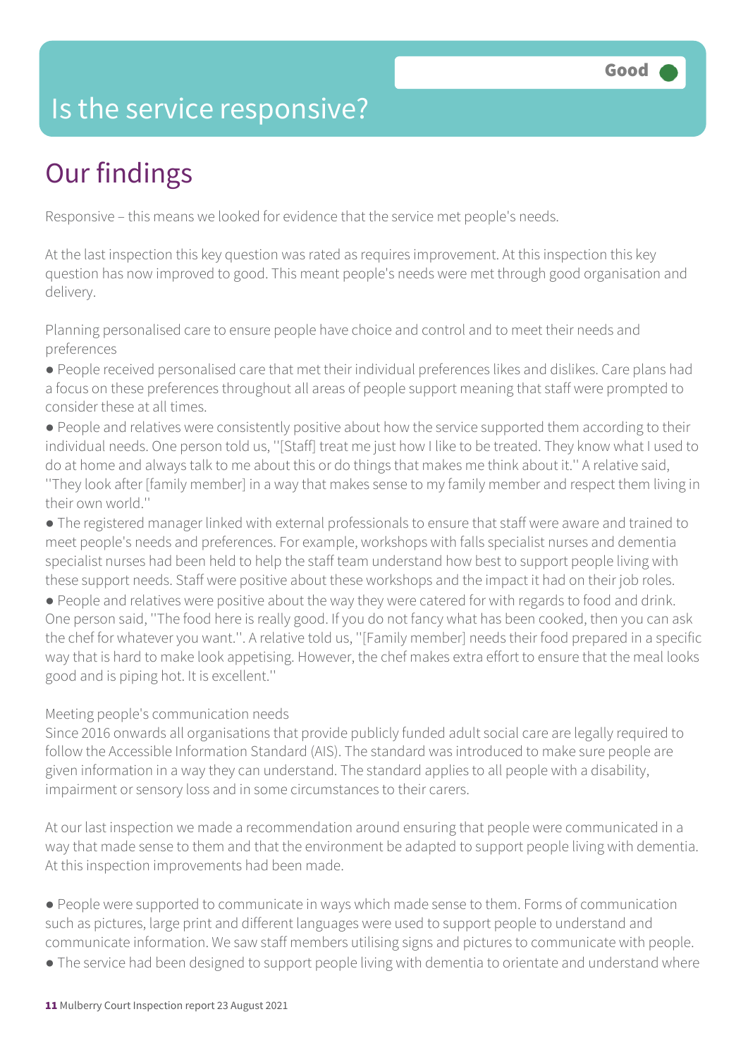# Is the service responsive?

Good

## Our findings

Responsive – this means we looked for evidence that the service met people's needs.

At the last inspection this key question was rated as requires improvement. At this inspection this key question has now improved to good. This meant people's needs were met through good organisation and delivery.

Planning personalised care to ensure people have choice and control and to meet their needs and preferences

- People received personalised care that met their individual preferences likes and dislikes. Care plans had a focus on these preferences throughout all areas of people support meaning that staff were prompted to consider these at all times.
- People and relatives were consistently positive about how the service supported them according to their individual needs. One person told us, ''[Staff] treat me just how I like to be treated. They know what I used to do at home and always talk to me about this or do things that makes me think about it.'' A relative said, ''They look after [family member] in a way that makes sense to my family member and respect them living in their own world.''
- The registered manager linked with external professionals to ensure that staff were aware and trained to meet people's needs and preferences. For example, workshops with falls specialist nurses and dementia specialist nurses had been held to help the staff team understand how best to support people living with these support needs. Staff were positive about these workshops and the impact it had on their job roles.
- People and relatives were positive about the way they were catered for with regards to food and drink. One person said, ''The food here is really good. If you do not fancy what has been cooked, then you can ask the chef for whatever you want.''. A relative told us, ''[Family member] needs their food prepared in a specific way that is hard to make look appetising. However, the chef makes extra effort to ensure that the meal looks good and is piping hot. It is excellent.''

Meeting people's communication needs

Since 2016 onwards all organisations that provide publicly funded adult social care are legally required to follow the Accessible Information Standard (AIS). The standard was introduced to make sure people are given information in a way they can understand. The standard applies to all people with a disability, impairment or sensory loss and in some circumstances to their carers.

At our last inspection we made a recommendation around ensuring that people were communicated in a way that made sense to them and that the environment be adapted to support people living with dementia. At this inspection improvements had been made.

- People were supported to communicate in ways which made sense to them. Forms of communication such as pictures, large print and different languages were used to support people to understand and communicate information. We saw staff members utilising signs and pictures to communicate with people.
- The service had been designed to support people living with dementia to orientate and understand where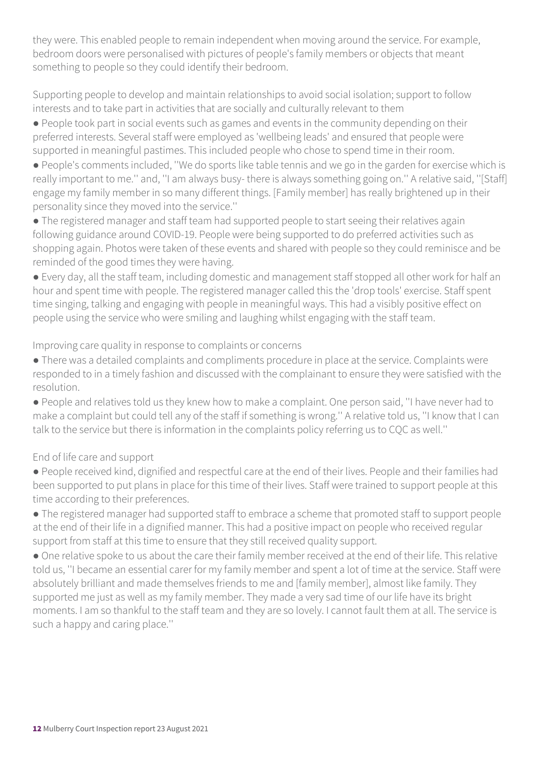they were. This enabled people to remain independent when moving around the service. For example, bedroom doors were personalised with pictures of people's family members or objects that meant something to people so they could identify their bedroom.

Supporting people to develop and maintain relationships to avoid social isolation; support to follow interests and to take part in activities that are socially and culturally relevant to them

- People took part in social events such as games and events in the community depending on their preferred interests. Several staff were employed as 'wellbeing leads' and ensured that people were supported in meaningful pastimes. This included people who chose to spend time in their room.
- People's comments included, ''We do sports like table tennis and we go in the garden for exercise which is really important to me.'' and, ''I am always busy- there is always something going on.'' A relative said, ''[Staff] engage my family member in so many different things. [Family member] has really brightened up in their personality since they moved into the service.''
- The registered manager and staff team had supported people to start seeing their relatives again following guidance around COVID-19. People were being supported to do preferred activities such as shopping again. Photos were taken of these events and shared with people so they could reminisce and be reminded of the good times they were having.
- Every day, all the staff team, including domestic and management staff stopped all other work for half an hour and spent time with people. The registered manager called this the 'drop tools' exercise. Staff spent time singing, talking and engaging with people in meaningful ways. This had a visibly positive effect on people using the service who were smiling and laughing whilst engaging with the staff team.

Improving care quality in response to complaints or concerns

- There was a detailed complaints and compliments procedure in place at the service. Complaints were responded to in a timely fashion and discussed with the complainant to ensure they were satisfied with the resolution.
- People and relatives told us they knew how to make a complaint. One person said, ''I have never had to make a complaint but could tell any of the staff if something is wrong.'' A relative told us, ''I know that I can talk to the service but there is information in the complaints policy referring us to CQC as well.''

End of life care and support

- People received kind, dignified and respectful care at the end of their lives. People and their families had been supported to put plans in place for this time of their lives. Staff were trained to support people at this time according to their preferences.
- The registered manager had supported staff to embrace a scheme that promoted staff to support people at the end of their life in a dignified manner. This had a positive impact on people who received regular support from staff at this time to ensure that they still received quality support.
- One relative spoke to us about the care their family member received at the end of their life. This relative told us, ''I became an essential carer for my family member and spent a lot of time at the service. Staff were absolutely brilliant and made themselves friends to me and [family member], almost like family. They supported me just as well as my family member. They made a very sad time of our life have its bright moments. I am so thankful to the staff team and they are so lovely. I cannot fault them at all. The service is such a happy and caring place.''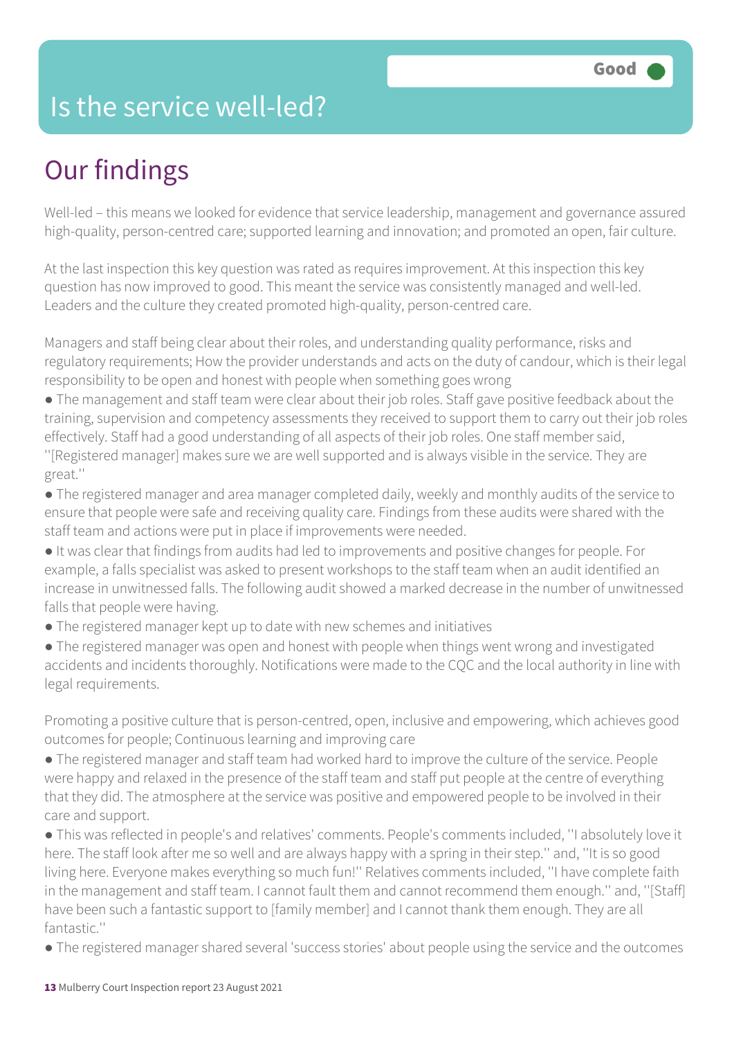# Is the service well-led?

Good

## Our findings

Well-led – this means we looked for evidence that service leadership, management and governance assured high-quality, person-centred care; supported learning and innovation; and promoted an open, fair culture.

At the last inspection this key question was rated as requires improvement. At this inspection this key question has now improved to good. This meant the service was consistently managed and well-led. Leaders and the culture they created promoted high-quality, person-centred care.

Managers and staff being clear about their roles, and understanding quality performance, risks and regulatory requirements; How the provider understands and acts on the duty of candour, which is their legal responsibility to be open and honest with people when something goes wrong

- The management and staff team were clear about their job roles. Staff gave positive feedback about the training, supervision and competency assessments they received to support them to carry out their job roles effectively. Staff had a good understanding of all aspects of their job roles. One staff member said, ''[Registered manager] makes sure we are well supported and is always visible in the service. They are great.''
- The registered manager and area manager completed daily, weekly and monthly audits of the service to ensure that people were safe and receiving quality care. Findings from these audits were shared with the staff team and actions were put in place if improvements were needed.
- It was clear that findings from audits had led to improvements and positive changes for people. For example, a falls specialist was asked to present workshops to the staff team when an audit identified an increase in unwitnessed falls. The following audit showed a marked decrease in the number of unwitnessed falls that people were having.
- The registered manager kept up to date with new schemes and initiatives
- The registered manager was open and honest with people when things went wrong and investigated accidents and incidents thoroughly. Notifications were made to the CQC and the local authority in line with legal requirements.

Promoting a positive culture that is person-centred, open, inclusive and empowering, which achieves good outcomes for people; Continuous learning and improving care

- The registered manager and staff team had worked hard to improve the culture of the service. People were happy and relaxed in the presence of the staff team and staff put people at the centre of everything that they did. The atmosphere at the service was positive and empowered people to be involved in their care and support.
- This was reflected in people's and relatives' comments. People's comments included, ''I absolutely love it here. The staff look after me so well and are always happy with a spring in their step.'' and, ''It is so good living here. Everyone makes everything so much fun!'' Relatives comments included, ''I have complete faith in the management and staff team. I cannot fault them and cannot recommend them enough.'' and, ''[Staff] have been such a fantastic support to [family member] and I cannot thank them enough. They are all fantastic.''
- The registered manager shared several 'success stories' about people using the service and the outcomes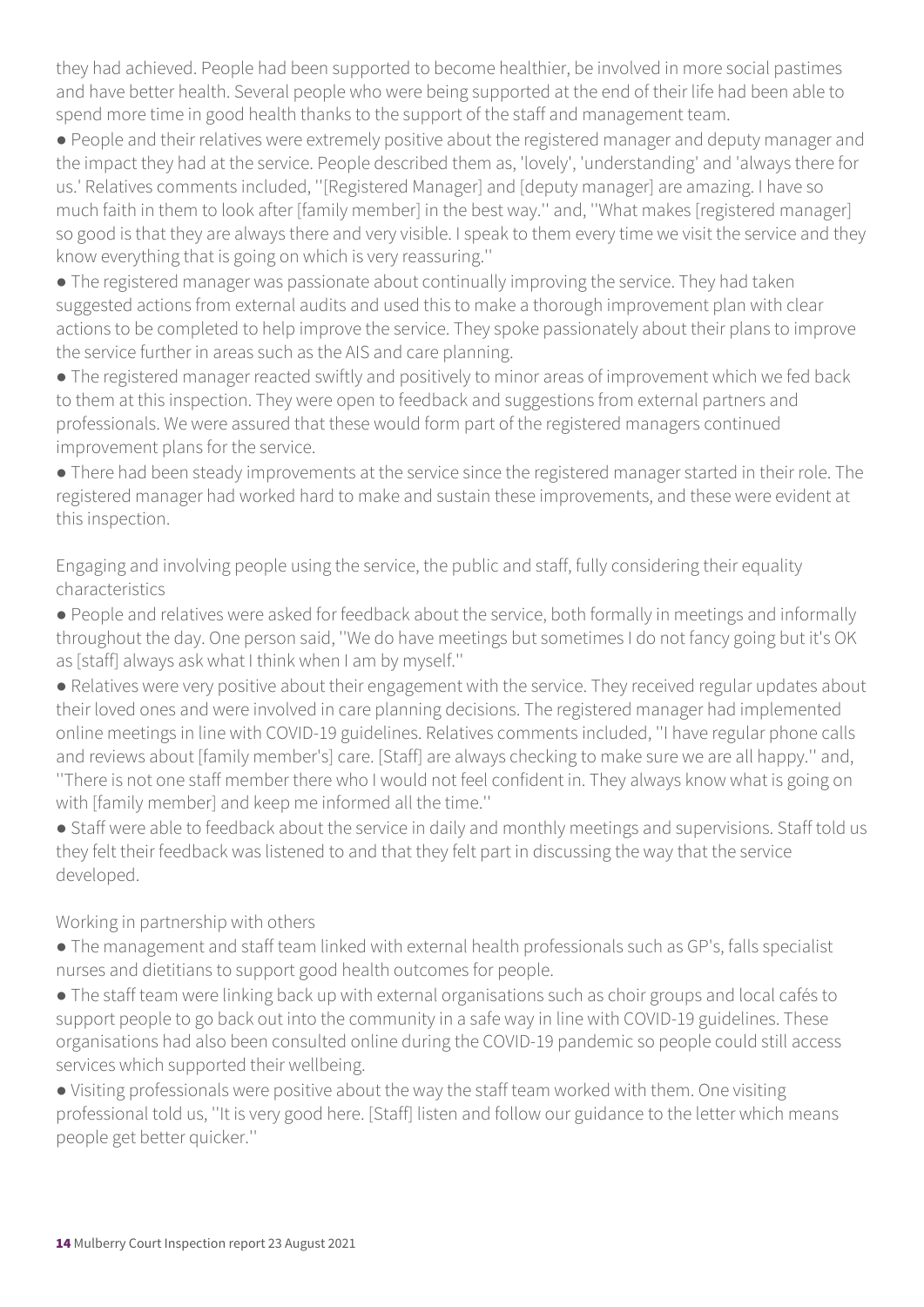they had achieved. People had been supported to become healthier, be involved in more social pastimes and have better health. Several people who were being supported at the end of their life had been able to spend more time in good health thanks to the support of the staff and management team.

- People and their relatives were extremely positive about the registered manager and deputy manager and the impact they had at the service. People described them as, 'lovely', 'understanding' and 'always there for us.' Relatives comments included, ''[Registered Manager] and [deputy manager] are amazing. I have so much faith in them to look after [family member] in the best way.'' and, ''What makes [registered manager] so good is that they are always there and very visible. I speak to them every time we visit the service and they know everything that is going on which is very reassuring.''
- The registered manager was passionate about continually improving the service. They had taken suggested actions from external audits and used this to make a thorough improvement plan with clear actions to be completed to help improve the service. They spoke passionately about their plans to improve the service further in areas such as the AIS and care planning.
- The registered manager reacted swiftly and positively to minor areas of improvement which we fed back to them at this inspection. They were open to feedback and suggestions from external partners and professionals. We were assured that these would form part of the registered managers continued improvement plans for the service.
- There had been steady improvements at the service since the registered manager started in their role. The registered manager had worked hard to make and sustain these improvements, and these were evident at this inspection.

Engaging and involving people using the service, the public and staff, fully considering their equality characteristics

- People and relatives were asked for feedback about the service, both formally in meetings and informally throughout the day. One person said, ''We do have meetings but sometimes I do not fancy going but it's OK as [staff] always ask what I think when I am by myself.''
- Relatives were very positive about their engagement with the service. They received regular updates about their loved ones and were involved in care planning decisions. The registered manager had implemented online meetings in line with COVID-19 guidelines. Relatives comments included, ''I have regular phone calls and reviews about [family member's] care. [Staff] are always checking to make sure we are all happy.'' and, ''There is not one staff member there who I would not feel confident in. They always know what is going on with [family member] and keep me informed all the time.''
- Staff were able to feedback about the service in daily and monthly meetings and supervisions. Staff told us they felt their feedback was listened to and that they felt part in discussing the way that the service developed.

Working in partnership with others

- The management and staff team linked with external health professionals such as GP's, falls specialist nurses and dietitians to support good health outcomes for people.
- The staff team were linking back up with external organisations such as choir groups and local cafés to support people to go back out into the community in a safe way in line with COVID-19 guidelines. These organisations had also been consulted online during the COVID-19 pandemic so people could still access services which supported their wellbeing.
- Visiting professionals were positive about the way the staff team worked with them. One visiting professional told us, ''It is very good here. [Staff] listen and follow our guidance to the letter which means people get better quicker.''